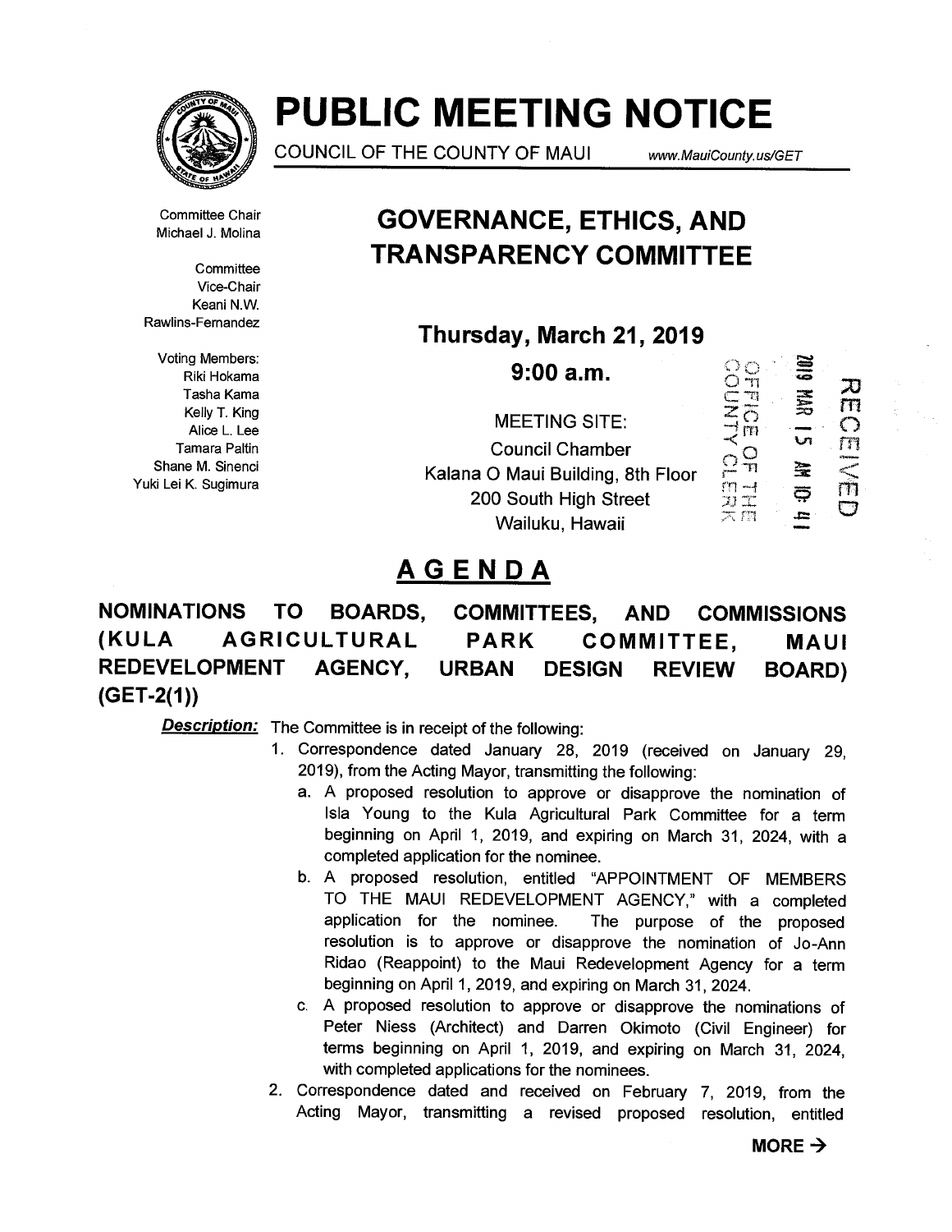# PUBLIC MEETING NOTICE

COUNCIL OF THE COUNTY OF MAUI www.MauiCounty.us/GET

Committee Chair
Michael J. Molina

Committee Vice-Chair
Keani N.W. Rawlins-Fernandez

Voting Members:
Riki Hokama
Tasha Kama
Kelly T. King
Alice L. Lee
Tamara Paltin
Shane M. Sinenci
Yuki Lei K. Sugimura

## GOVERNANCE, ETHICS, AND TRANSPARENCY COMMITTEE

**Thursday, March 21, 2019**

**9:00 a.m.**

MEETING SITE:
Council Chamber
Kalana O Maui Building, 8th Floor
200 South High Street
Wailuku, Hawaii

OFFICE OF THE COUNTY CLERK
2019 MAR 15 AM 10:41
RECEIVED

## AGENDA

**NOMINATIONS TO BOARDS, COMMITTEES, AND COMMISSIONS (KULA AGRICULTURAL PARK COMMITTEE, MAUI REDEVELOPMENT AGENCY, URBAN DESIGN REVIEW BOARD) (GET-2(1))**

***Description:*** The Committee is in receipt of the following:

1. Correspondence dated January 28, 2019 (received on January 29, 2019), from the Acting Mayor, transmitting the following:
   a. A proposed resolution to approve or disapprove the nomination of Isla Young to the Kula Agricultural Park Committee for a term beginning on April 1, 2019, and expiring on March 31, 2024, with a completed application for the nominee.
   b. A proposed resolution, entitled "APPOINTMENT OF MEMBERS TO THE MAUI REDEVELOPMENT AGENCY," with a completed application for the nominee. The purpose of the proposed resolution is to approve or disapprove the nomination of Jo-Ann Ridao (Reappoint) to the Maui Redevelopment Agency for a term beginning on April 1, 2019, and expiring on March 31, 2024.
   c. A proposed resolution to approve or disapprove the nominations of Peter Niess (Architect) and Darren Okimoto (Civil Engineer) for terms beginning on April 1, 2019, and expiring on March 31, 2024, with completed applications for the nominees.
2. Correspondence dated and received on February 7, 2019, from the Acting Mayor, transmitting a revised proposed resolution, entitled

**MORE →**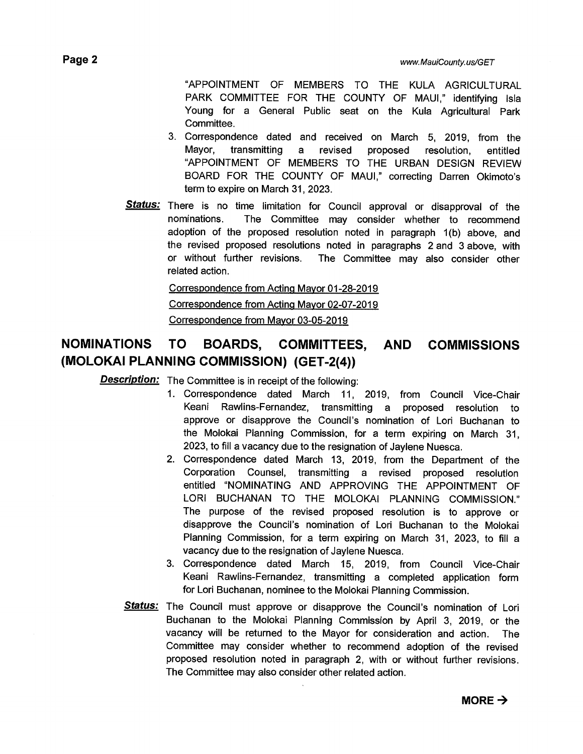"APPOINTMENT OF MEMBERS TO THE KULA AGRICULTURAL PARK COMMITTEE FOR THE COUNTY OF MAUI," identifying Isla Young for a General Public seat on the Kula Agricultural Park Committee.

3. Correspondence dated and received on March 5, 2019, from the Mayor, transmitting a revised proposed resolution, entitled "APPOINTMENT OF MEMBERS TO THE URBAN DESIGN REVIEW BOARD FOR THE COUNTY OF MAUI," correcting Darren Okimoto's term to expire on March 31, 2023.

***Status:*** There is no time limitation for Council approval or disapproval of the nominations. The Committee may consider whether to recommend adoption of the proposed resolution noted in paragraph 1(b) above, and the revised proposed resolutions noted in paragraphs 2 and 3 above, with or without further revisions. The Committee may also consider other related action.

Correspondence from Acting Mayor 01-28-2019

Correspondence from Acting Mayor 02-07-2019

Correspondence from Mayor 03-05-2019

## NOMINATIONS TO BOARDS, COMMITTEES, AND COMMISSIONS (MOLOKAI PLANNING COMMISSION) (GET-2(4))

***Description:*** The Committee is in receipt of the following:

1. Correspondence dated March 11, 2019, from Council Vice-Chair Keani Rawlins-Fernandez, transmitting a proposed resolution to approve or disapprove the Council's nomination of Lori Buchanan to the Molokai Planning Commission, for a term expiring on March 31, 2023, to fill a vacancy due to the resignation of Jaylene Nuesca.
2. Correspondence dated March 13, 2019, from the Department of the Corporation Counsel, transmitting a revised proposed resolution entitled "NOMINATING AND APPROVING THE APPOINTMENT OF LORI BUCHANAN TO THE MOLOKAI PLANNING COMMISSION." The purpose of the revised proposed resolution is to approve or disapprove the Council's nomination of Lori Buchanan to the Molokai Planning Commission, for a term expiring on March 31, 2023, to fill a vacancy due to the resignation of Jaylene Nuesca.
3. Correspondence dated March 15, 2019, from Council Vice-Chair Keani Rawlins-Fernandez, transmitting a completed application form for Lori Buchanan, nominee to the Molokai Planning Commission.

***Status:*** The Council must approve or disapprove the Council's nomination of Lori Buchanan to the Molokai Planning Commission by April 3, 2019, or the vacancy will be returned to the Mayor for consideration and action. The Committee may consider whether to recommend adoption of the revised proposed resolution noted in paragraph 2, with or without further revisions. The Committee may also consider other related action.

**MORE →**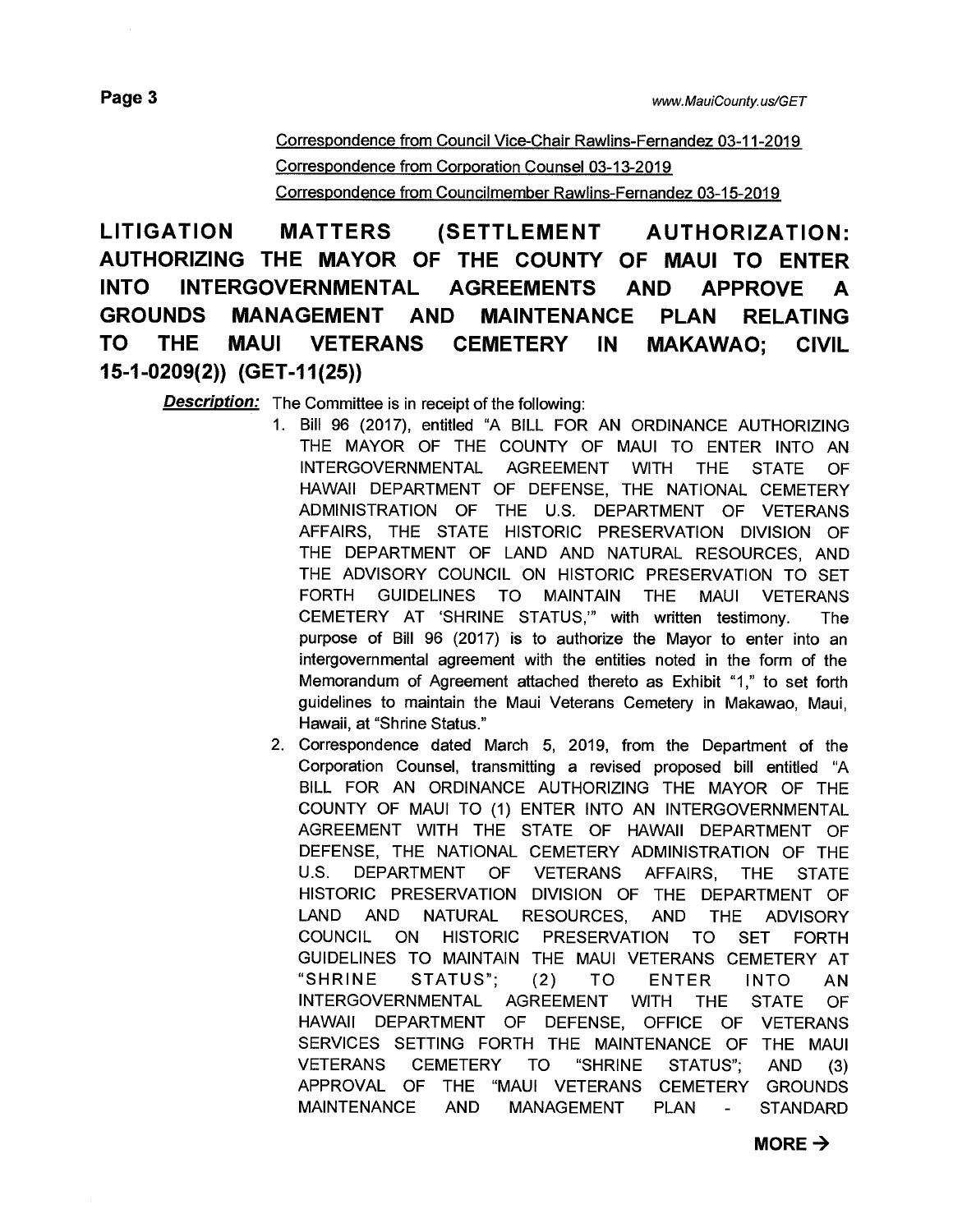Correspondence from Council Vice-Chair Rawlins-Fernandez 03-11-2019

Correspondence from Corporation Counsel 03-13-2019

Correspondence from Councilmember Rawlins-Fernandez 03-15-2019

## LITIGATION MATTERS (SETTLEMENT AUTHORIZATION: AUTHORIZING THE MAYOR OF THE COUNTY OF MAUI TO ENTER INTO INTERGOVERNMENTAL AGREEMENTS AND APPROVE A GROUNDS MANAGEMENT AND MAINTENANCE PLAN RELATING TO THE MAUI VETERANS CEMETERY IN MAKAWAO; CIVIL 15-1-0209(2)) (GET-11(25))

***Description:*** The Committee is in receipt of the following:

1. Bill 96 (2017), entitled "A BILL FOR AN ORDINANCE AUTHORIZING THE MAYOR OF THE COUNTY OF MAUI TO ENTER INTO AN INTERGOVERNMENTAL AGREEMENT WITH THE STATE OF HAWAII DEPARTMENT OF DEFENSE, THE NATIONAL CEMETERY ADMINISTRATION OF THE U.S. DEPARTMENT OF VETERANS AFFAIRS, THE STATE HISTORIC PRESERVATION DIVISION OF THE DEPARTMENT OF LAND AND NATURAL RESOURCES, AND THE ADVISORY COUNCIL ON HISTORIC PRESERVATION TO SET FORTH GUIDELINES TO MAINTAIN THE MAUI VETERANS CEMETERY AT 'SHRINE STATUS,'" with written testimony. The purpose of Bill 96 (2017) is to authorize the Mayor to enter into an intergovernmental agreement with the entities noted in the form of the Memorandum of Agreement attached thereto as Exhibit "1," to set forth guidelines to maintain the Maui Veterans Cemetery in Makawao, Maui, Hawaii, at "Shrine Status."
2. Correspondence dated March 5, 2019, from the Department of the Corporation Counsel, transmitting a revised proposed bill entitled "A BILL FOR AN ORDINANCE AUTHORIZING THE MAYOR OF THE COUNTY OF MAUI TO (1) ENTER INTO AN INTERGOVERNMENTAL AGREEMENT WITH THE STATE OF HAWAII DEPARTMENT OF DEFENSE, THE NATIONAL CEMETERY ADMINISTRATION OF THE U.S. DEPARTMENT OF VETERANS AFFAIRS, THE STATE HISTORIC PRESERVATION DIVISION OF THE DEPARTMENT OF LAND AND NATURAL RESOURCES, AND THE ADVISORY COUNCIL ON HISTORIC PRESERVATION TO SET FORTH GUIDELINES TO MAINTAIN THE MAUI VETERANS CEMETERY AT "SHRINE STATUS"; (2) TO ENTER INTO AN INTERGOVERNMENTAL AGREEMENT WITH THE STATE OF HAWAII DEPARTMENT OF DEFENSE, OFFICE OF VETERANS SERVICES SETTING FORTH THE MAINTENANCE OF THE MAUI VETERANS CEMETERY TO "SHRINE STATUS"; AND (3) APPROVAL OF THE "MAUI VETERANS CEMETERY GROUNDS MAINTENANCE AND MANAGEMENT PLAN - STANDARD

**MORE →**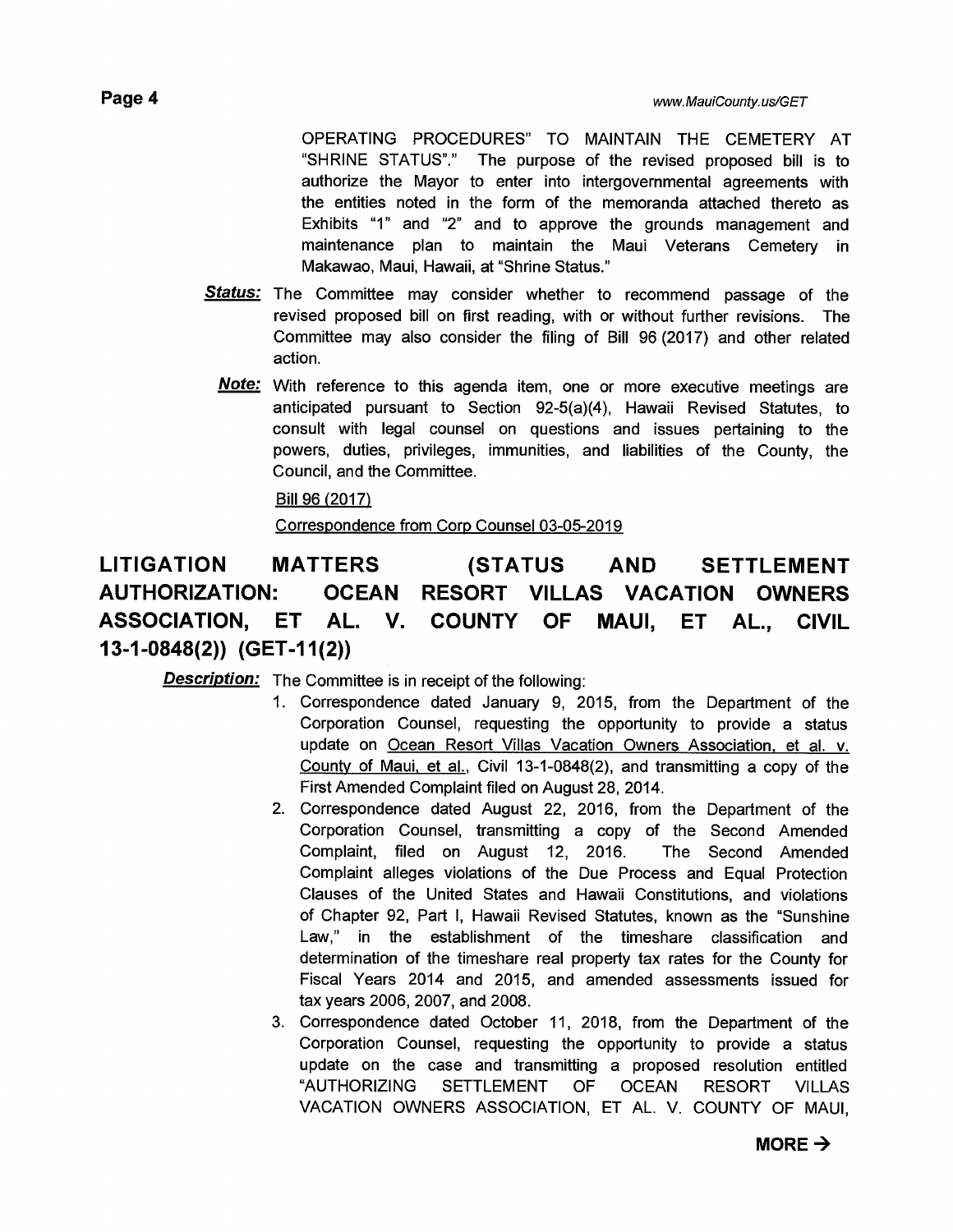OPERATING PROCEDURES" TO MAINTAIN THE CEMETERY AT "SHRINE STATUS"." The purpose of the revised proposed bill is to authorize the Mayor to enter into intergovernmental agreements with the entities noted in the form of the memoranda attached thereto as Exhibits "1" and "2" and to approve the grounds management and maintenance plan to maintain the Maui Veterans Cemetery in Makawao, Maui, Hawaii, at "Shrine Status."

***Status:*** The Committee may consider whether to recommend passage of the revised proposed bill on first reading, with or without further revisions. The Committee may also consider the filing of Bill 96 (2017) and other related action.

***Note:*** With reference to this agenda item, one or more executive meetings are anticipated pursuant to Section 92-5(a)(4), Hawaii Revised Statutes, to consult with legal counsel on questions and issues pertaining to the powers, duties, privileges, immunities, and liabilities of the County, the Council, and the Committee.

Bill 96 (2017)

Correspondence from Corp Counsel 03-05-2019

## LITIGATION MATTERS (STATUS AND SETTLEMENT AUTHORIZATION: OCEAN RESORT VILLAS VACATION OWNERS ASSOCIATION, ET AL. V. COUNTY OF MAUI, ET AL., CIVIL 13-1-0848(2)) (GET-11(2))

***Description:*** The Committee is in receipt of the following:

1. Correspondence dated January 9, 2015, from the Department of the Corporation Counsel, requesting the opportunity to provide a status update on Ocean Resort Villas Vacation Owners Association, et al. v. County of Maui, et al., Civil 13-1-0848(2), and transmitting a copy of the First Amended Complaint filed on August 28, 2014.
2. Correspondence dated August 22, 2016, from the Department of the Corporation Counsel, transmitting a copy of the Second Amended Complaint, filed on August 12, 2016. The Second Amended Complaint alleges violations of the Due Process and Equal Protection Clauses of the United States and Hawaii Constitutions, and violations of Chapter 92, Part I, Hawaii Revised Statutes, known as the "Sunshine Law," in the establishment of the timeshare classification and determination of the timeshare real property tax rates for the County for Fiscal Years 2014 and 2015, and amended assessments issued for tax years 2006, 2007, and 2008.
3. Correspondence dated October 11, 2018, from the Department of the Corporation Counsel, requesting the opportunity to provide a status update on the case and transmitting a proposed resolution entitled "AUTHORIZING SETTLEMENT OF OCEAN RESORT VILLAS VACATION OWNERS ASSOCIATION, ET AL. V. COUNTY OF MAUI,

**MORE →**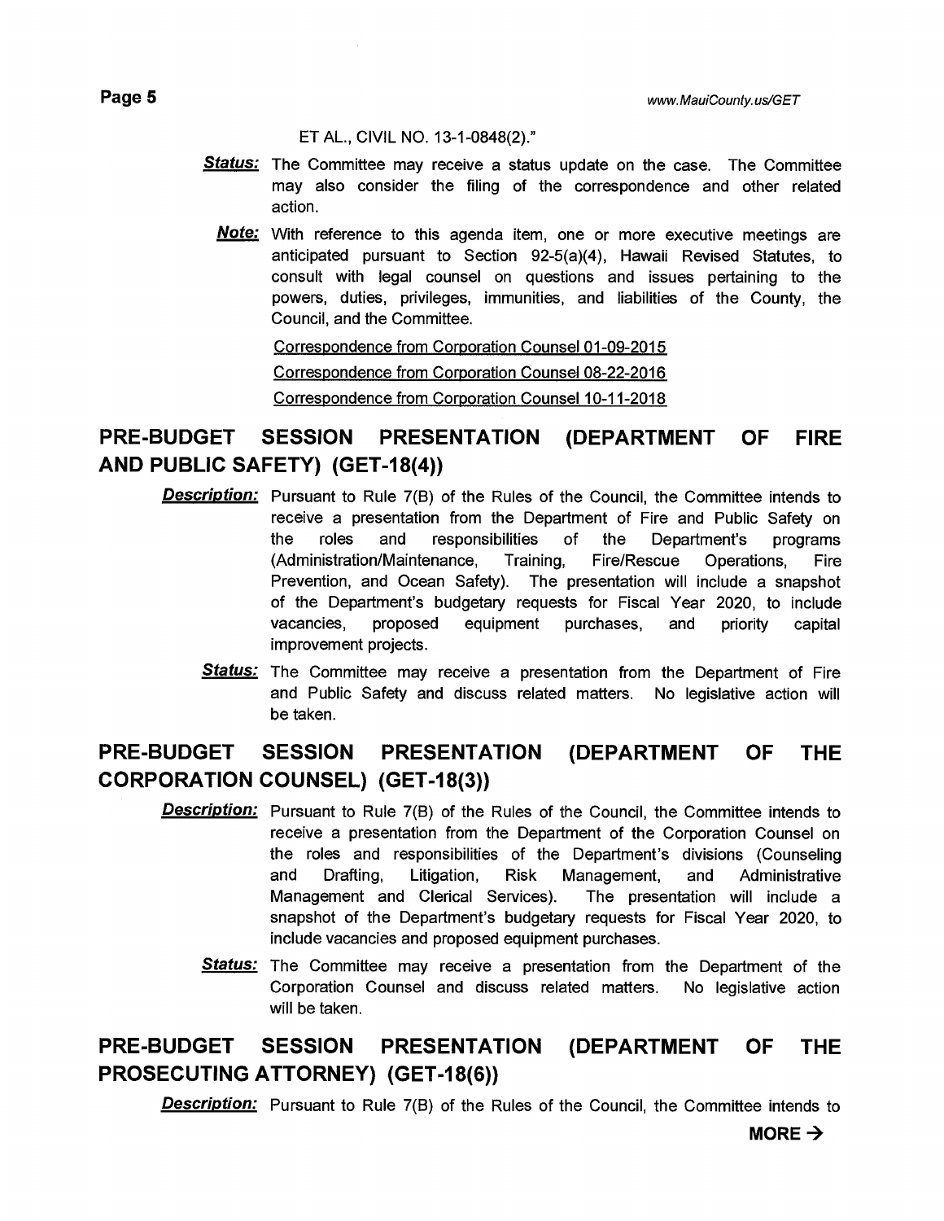ET AL., CIVIL NO. 13-1-0848(2)."

***Status:*** The Committee may receive a status update on the case. The Committee may also consider the filing of the correspondence and other related action.

***Note:*** With reference to this agenda item, one or more executive meetings are anticipated pursuant to Section 92-5(a)(4), Hawaii Revised Statutes, to consult with legal counsel on questions and issues pertaining to the powers, duties, privileges, immunities, and liabilities of the County, the Council, and the Committee.

Correspondence from Corporation Counsel 01-09-2015

Correspondence from Corporation Counsel 08-22-2016

Correspondence from Corporation Counsel 10-11-2018

## PRE-BUDGET SESSION PRESENTATION (DEPARTMENT OF FIRE AND PUBLIC SAFETY) (GET-18(4))

***Description:*** Pursuant to Rule 7(B) of the Rules of the Council, the Committee intends to receive a presentation from the Department of Fire and Public Safety on the roles and responsibilities of the Department's programs (Administration/Maintenance, Training, Fire/Rescue Operations, Fire Prevention, and Ocean Safety). The presentation will include a snapshot of the Department's budgetary requests for Fiscal Year 2020, to include vacancies, proposed equipment purchases, and priority capital improvement projects.

***Status:*** The Committee may receive a presentation from the Department of Fire and Public Safety and discuss related matters. No legislative action will be taken.

## PRE-BUDGET SESSION PRESENTATION (DEPARTMENT OF THE CORPORATION COUNSEL) (GET-18(3))

***Description:*** Pursuant to Rule 7(B) of the Rules of the Council, the Committee intends to receive a presentation from the Department of the Corporation Counsel on the roles and responsibilities of the Department's divisions (Counseling and Drafting, Litigation, Risk Management, and Administrative Management and Clerical Services). The presentation will include a snapshot of the Department's budgetary requests for Fiscal Year 2020, to include vacancies and proposed equipment purchases.

***Status:*** The Committee may receive a presentation from the Department of the Corporation Counsel and discuss related matters. No legislative action will be taken.

## PRE-BUDGET SESSION PRESENTATION (DEPARTMENT OF THE PROSECUTING ATTORNEY) (GET-18(6))

***Description:*** Pursuant to Rule 7(B) of the Rules of the Council, the Committee intends to

**MORE →**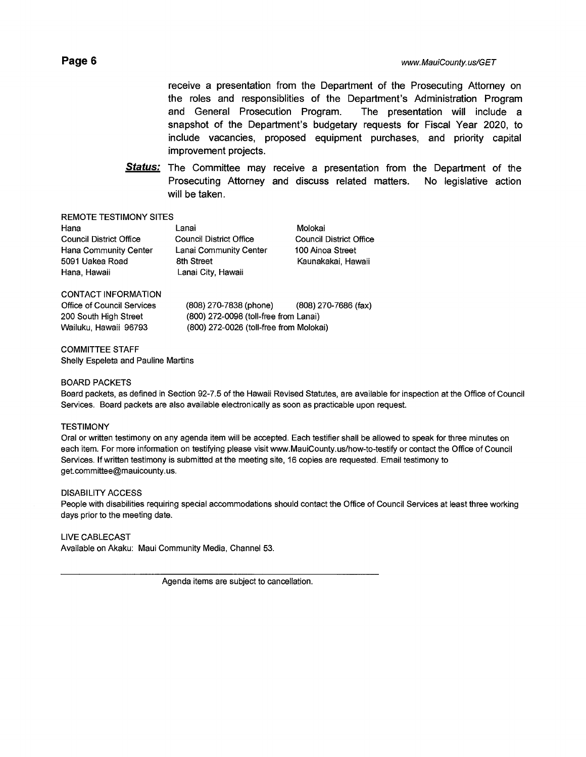receive a presentation from the Department of the Prosecuting Attorney on the roles and responsiblities of the Department's Administration Program and General Prosecution Program. The presentation will include a snapshot of the Department's budgetary requests for Fiscal Year 2020, to include vacancies, proposed equipment purchases, and priority capital improvement projects.

***Status:*** The Committee may receive a presentation from the Department of the Prosecuting Attorney and discuss related matters. No legislative action will be taken.

REMOTE TESTIMONY SITES

| | | |
|---|---|---|
| Hana | Lanai | Molokai |
| Council District Office | Council District Office | Council District Office |
| Hana Community Center | Lanai Community Center | 100 Ainoa Street |
| 5091 Uakea Road | 8th Street | Kaunakakai, Hawaii |
| Hana, Hawaii | Lanai City, Hawaii | |

CONTACT INFORMATION

| | | |
|---|---|---|
| Office of Council Services | (808) 270-7838 (phone) | (808) 270-7686 (fax) |
| 200 South High Street | (800) 272-0098 (toll-free from Lanai) | |
| Wailuku, Hawaii 96793 | (800) 272-0026 (toll-free from Molokai) | |

COMMITTEE STAFF
Shelly Espeleta and Pauline Martins

BOARD PACKETS
Board packets, as defined in Section 92-7.5 of the Hawaii Revised Statutes, are available for inspection at the Office of Council Services. Board packets are also available electronically as soon as practicable upon request.

TESTIMONY
Oral or written testimony on any agenda item will be accepted. Each testifier shall be allowed to speak for three minutes on each item. For more information on testifying please visit www.MauiCounty.us/how-to-testify or contact the Office of Council Services. If written testimony is submitted at the meeting site, 16 copies are requested. Email testimony to get.committee@mauicounty.us.

DISABILITY ACCESS
People with disabilities requiring special accommodations should contact the Office of Council Services at least three working days prior to the meeting date.

LIVE CABLECAST
Available on Akaku: Maui Community Media, Channel 53.

Agenda items are subject to cancellation.